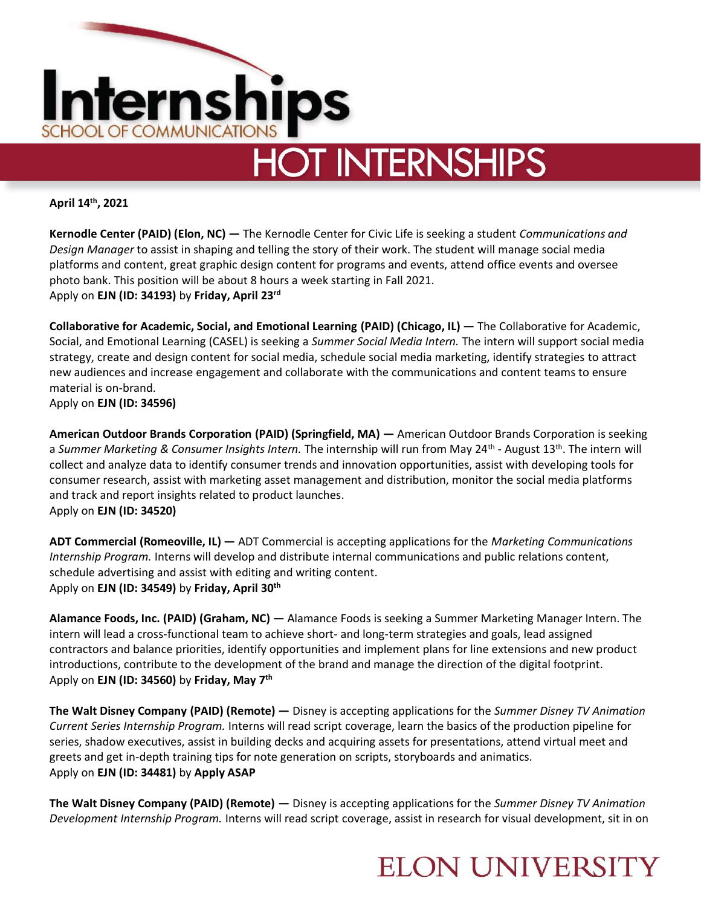# Internships

SCHOOL OF COMMUNICATIONS

## HOT INTERNSHIPS

**April 14th, 2021**

**Kernodle Center (PAID) (Elon, NC) —** The Kernodle Center for Civic Life is seeking a student *Communications and Design Manager* to assist in shaping and telling the story of their work. The student will manage social media platforms and content, great graphic design content for programs and events, attend office events and oversee photo bank. This position will be about 8 hours a week starting in Fall 2021.
Apply on **EJN (ID: 34193)** by **Friday, April 23rd**

**Collaborative for Academic, Social, and Emotional Learning (PAID) (Chicago, IL) —** The Collaborative for Academic, Social, and Emotional Learning (CASEL) is seeking a *Summer Social Media Intern.* The intern will support social media strategy, create and design content for social media, schedule social media marketing, identify strategies to attract new audiences and increase engagement and collaborate with the communications and content teams to ensure material is on-brand.
Apply on **EJN (ID: 34596)**

**American Outdoor Brands Corporation (PAID) (Springfield, MA) —** American Outdoor Brands Corporation is seeking a *Summer Marketing & Consumer Insights Intern.* The internship will run from May 24th - August 13th. The intern will collect and analyze data to identify consumer trends and innovation opportunities, assist with developing tools for consumer research, assist with marketing asset management and distribution, monitor the social media platforms and track and report insights related to product launches.
Apply on **EJN (ID: 34520)**

**ADT Commercial (Romeoville, IL) —** ADT Commercial is accepting applications for the *Marketing Communications Internship Program.* Interns will develop and distribute internal communications and public relations content, schedule advertising and assist with editing and writing content.
Apply on **EJN (ID: 34549)** by **Friday, April 30th**

**Alamance Foods, Inc. (PAID) (Graham, NC) —** Alamance Foods is seeking a Summer Marketing Manager Intern. The intern will lead a cross-functional team to achieve short- and long-term strategies and goals, lead assigned contractors and balance priorities, identify opportunities and implement plans for line extensions and new product introductions, contribute to the development of the brand and manage the direction of the digital footprint.
Apply on **EJN (ID: 34560)** by **Friday, May 7th**

**The Walt Disney Company (PAID) (Remote) —** Disney is accepting applications for the *Summer Disney TV Animation Current Series Internship Program.* Interns will read script coverage, learn the basics of the production pipeline for series, shadow executives, assist in building decks and acquiring assets for presentations, attend virtual meet and greets and get in-depth training tips for note generation on scripts, storyboards and animatics.
Apply on **EJN (ID: 34481)** by **Apply ASAP**

**The Walt Disney Company (PAID) (Remote) —** Disney is accepting applications for the *Summer Disney TV Animation Development Internship Program.* Interns will read script coverage, assist in research for visual development, sit in on

ELON UNIVERSITY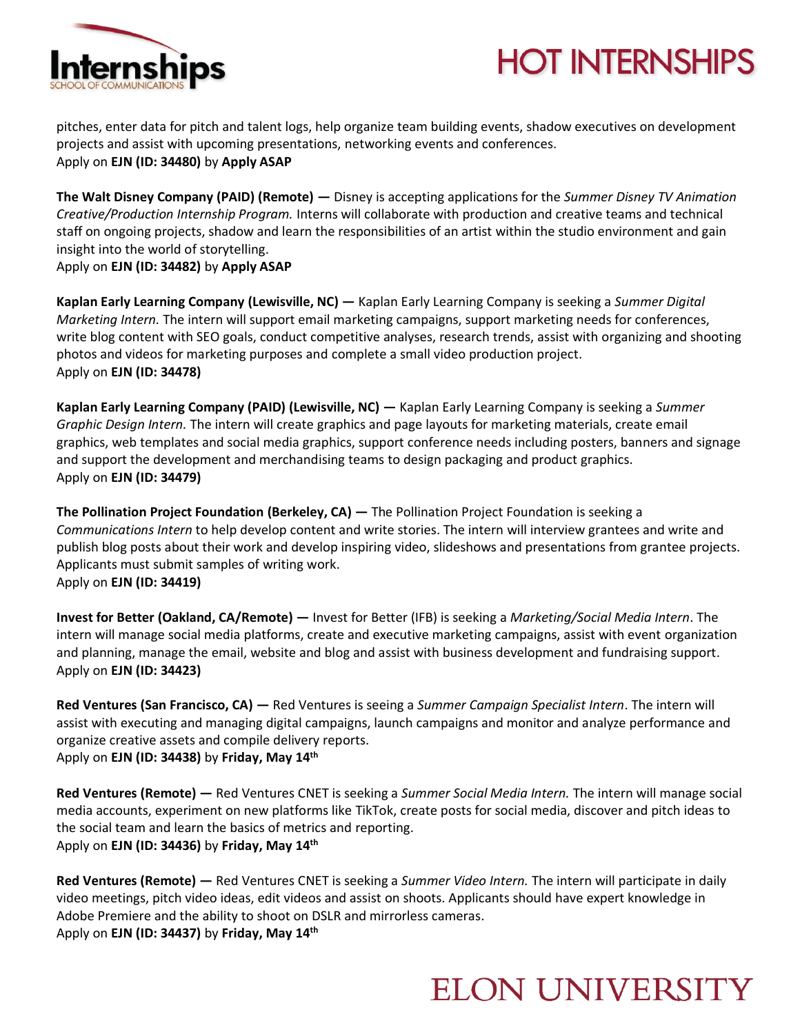pitches, enter data for pitch and talent logs, help organize team building events, shadow executives on development projects and assist with upcoming presentations, networking events and conferences.
Apply on **EJN (ID: 34480)** by **Apply ASAP**

**The Walt Disney Company (PAID) (Remote) —** Disney is accepting applications for the *Summer Disney TV Animation Creative/Production Internship Program.* Interns will collaborate with production and creative teams and technical staff on ongoing projects, shadow and learn the responsibilities of an artist within the studio environment and gain insight into the world of storytelling.
Apply on **EJN (ID: 34482)** by **Apply ASAP**

**Kaplan Early Learning Company (Lewisville, NC) —** Kaplan Early Learning Company is seeking a *Summer Digital Marketing Intern.* The intern will support email marketing campaigns, support marketing needs for conferences, write blog content with SEO goals, conduct competitive analyses, research trends, assist with organizing and shooting photos and videos for marketing purposes and complete a small video production project.
Apply on **EJN (ID: 34478)**

**Kaplan Early Learning Company (PAID) (Lewisville, NC) —** Kaplan Early Learning Company is seeking a *Summer Graphic Design Intern.* The intern will create graphics and page layouts for marketing materials, create email graphics, web templates and social media graphics, support conference needs including posters, banners and signage and support the development and merchandising teams to design packaging and product graphics.
Apply on **EJN (ID: 34479)**

**The Pollination Project Foundation (Berkeley, CA) —** The Pollination Project Foundation is seeking a *Communications Intern* to help develop content and write stories. The intern will interview grantees and write and publish blog posts about their work and develop inspiring video, slideshows and presentations from grantee projects. Applicants must submit samples of writing work.
Apply on **EJN (ID: 34419)**

**Invest for Better (Oakland, CA/Remote) —** Invest for Better (IFB) is seeking a *Marketing/Social Media Intern*. The intern will manage social media platforms, create and executive marketing campaigns, assist with event organization and planning, manage the email, website and blog and assist with business development and fundraising support.
Apply on **EJN (ID: 34423)**

**Red Ventures (San Francisco, CA) —** Red Ventures is seeing a *Summer Campaign Specialist Intern*. The intern will assist with executing and managing digital campaigns, launch campaigns and monitor and analyze performance and organize creative assets and compile delivery reports.
Apply on **EJN (ID: 34438)** by **Friday, May 14th**

**Red Ventures (Remote) —** Red Ventures CNET is seeking a *Summer Social Media Intern.* The intern will manage social media accounts, experiment on new platforms like TikTok, create posts for social media, discover and pitch ideas to the social team and learn the basics of metrics and reporting.
Apply on **EJN (ID: 34436)** by **Friday, May 14th**

**Red Ventures (Remote) —** Red Ventures CNET is seeking a *Summer Video Intern.* The intern will participate in daily video meetings, pitch video ideas, edit videos and assist on shoots. Applicants should have expert knowledge in Adobe Premiere and the ability to shoot on DSLR and mirrorless cameras.
Apply on **EJN (ID: 34437)** by **Friday, May 14th**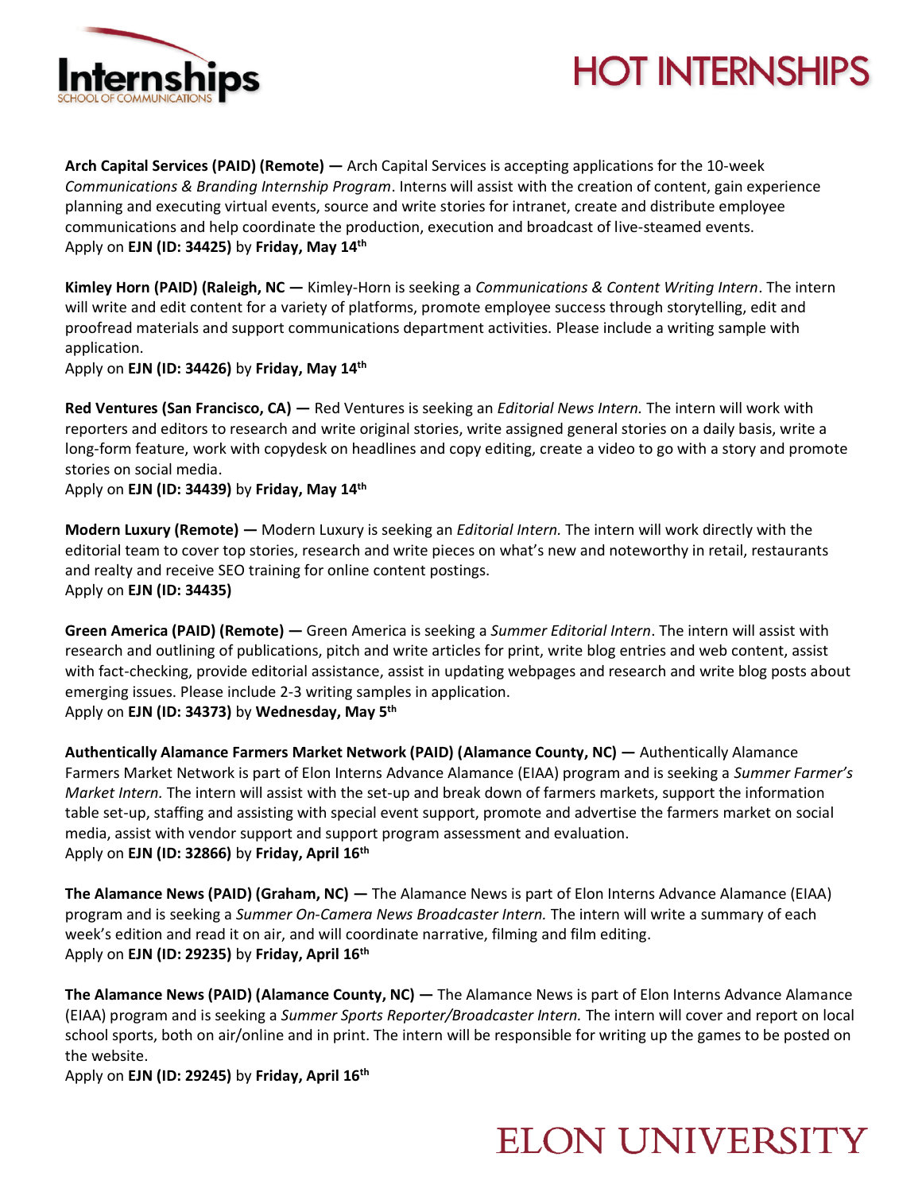# HOT INTERNSHIPS

**Arch Capital Services (PAID) (Remote) —** Arch Capital Services is accepting applications for the 10-week *Communications & Branding Internship Program*. Interns will assist with the creation of content, gain experience planning and executing virtual events, source and write stories for intranet, create and distribute employee communications and help coordinate the production, execution and broadcast of live-steamed events.
Apply on **EJN (ID: 34425)** by **Friday, May 14th**

**Kimley Horn (PAID) (Raleigh, NC —** Kimley-Horn is seeking a *Communications & Content Writing Intern*. The intern will write and edit content for a variety of platforms, promote employee success through storytelling, edit and proofread materials and support communications department activities. Please include a writing sample with application.
Apply on **EJN (ID: 34426)** by **Friday, May 14th**

**Red Ventures (San Francisco, CA) —** Red Ventures is seeking an *Editorial News Intern.* The intern will work with reporters and editors to research and write original stories, write assigned general stories on a daily basis, write a long-form feature, work with copydesk on headlines and copy editing, create a video to go with a story and promote stories on social media.
Apply on **EJN (ID: 34439)** by **Friday, May 14th**

**Modern Luxury (Remote) —** Modern Luxury is seeking an *Editorial Intern.* The intern will work directly with the editorial team to cover top stories, research and write pieces on what's new and noteworthy in retail, restaurants and realty and receive SEO training for online content postings.
Apply on **EJN (ID: 34435)**

**Green America (PAID) (Remote) —** Green America is seeking a *Summer Editorial Intern*. The intern will assist with research and outlining of publications, pitch and write articles for print, write blog entries and web content, assist with fact-checking, provide editorial assistance, assist in updating webpages and research and write blog posts about emerging issues. Please include 2-3 writing samples in application.
Apply on **EJN (ID: 34373)** by **Wednesday, May 5th**

**Authentically Alamance Farmers Market Network (PAID) (Alamance County, NC) —** Authentically Alamance Farmers Market Network is part of Elon Interns Advance Alamance (EIAA) program and is seeking a *Summer Farmer's Market Intern.* The intern will assist with the set-up and break down of farmers markets, support the information table set-up, staffing and assisting with special event support, promote and advertise the farmers market on social media, assist with vendor support and support program assessment and evaluation.
Apply on **EJN (ID: 32866)** by **Friday, April 16th**

**The Alamance News (PAID) (Graham, NC) —** The Alamance News is part of Elon Interns Advance Alamance (EIAA) program and is seeking a *Summer On-Camera News Broadcaster Intern.* The intern will write a summary of each week's edition and read it on air, and will coordinate narrative, filming and film editing.
Apply on **EJN (ID: 29235)** by **Friday, April 16th**

**The Alamance News (PAID) (Alamance County, NC) —** The Alamance News is part of Elon Interns Advance Alamance (EIAA) program and is seeking a *Summer Sports Reporter/Broadcaster Intern.* The intern will cover and report on local school sports, both on air/online and in print. The intern will be responsible for writing up the games to be posted on the website.
Apply on **EJN (ID: 29245)** by **Friday, April 16th**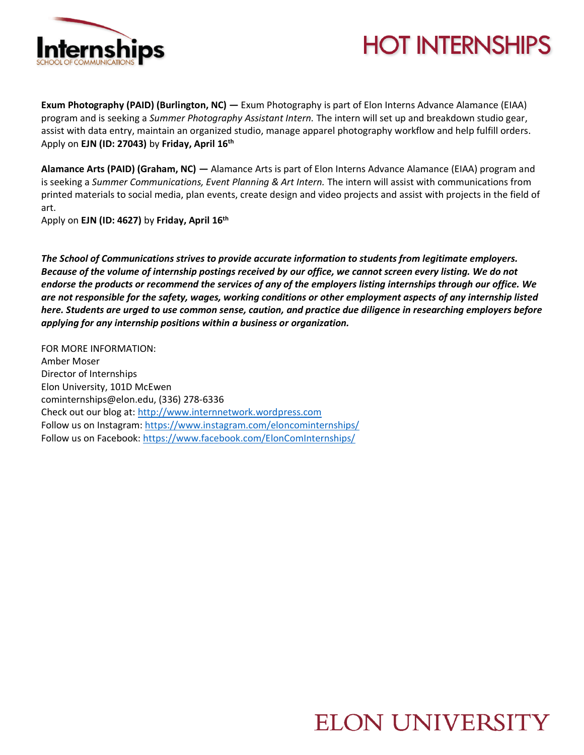**Exum Photography (PAID) (Burlington, NC) —** Exum Photography is part of Elon Interns Advance Alamance (EIAA) program and is seeking a *Summer Photography Assistant Intern.* The intern will set up and breakdown studio gear, assist with data entry, maintain an organized studio, manage apparel photography workflow and help fulfill orders. Apply on **EJN (ID: 27043)** by **Friday, April 16th**

**Alamance Arts (PAID) (Graham, NC) —** Alamance Arts is part of Elon Interns Advance Alamance (EIAA) program and is seeking a *Summer Communications, Event Planning & Art Intern.* The intern will assist with communications from printed materials to social media, plan events, create design and video projects and assist with projects in the field of art.
Apply on **EJN (ID: 4627)** by **Friday, April 16th**

***The School of Communications strives to provide accurate information to students from legitimate employers. Because of the volume of internship postings received by our office, we cannot screen every listing. We do not endorse the products or recommend the services of any of the employers listing internships through our office. We are not responsible for the safety, wages, working conditions or other employment aspects of any internship listed here. Students are urged to use common sense, caution, and practice due diligence in researching employers before applying for any internship positions within a business or organization.***

FOR MORE INFORMATION:
Amber Moser
Director of Internships
Elon University, 101D McEwen
cominternships@elon.edu, (336) 278-6336
Check out our blog at: http://www.internnetwork.wordpress.com
Follow us on Instagram: https://www.instagram.com/eloncominternships/
Follow us on Facebook: https://www.facebook.com/ElonComInternships/